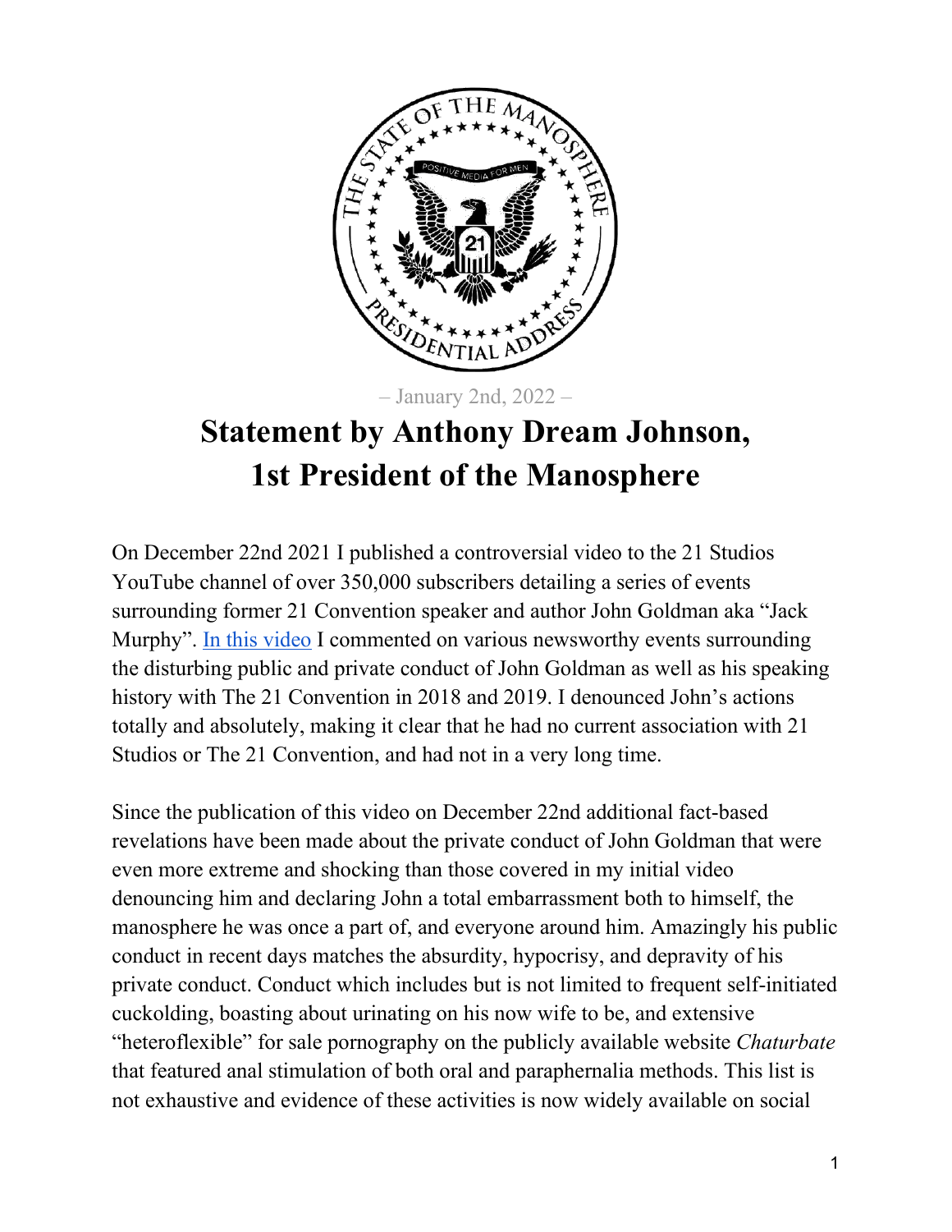– January 2nd, 2022 –

# Statement by Anthony Dream Johnson, 1st President of the Manosphere

On December 22nd 2021 I published a controversial video to the 21 Studios YouTube channel of over 350,000 subscribers detailing a series of events surrounding former 21 Convention speaker and author John Goldman aka "Jack Murphy". [In this video] I commented on various newsworthy events surrounding the disturbing public and private conduct of John Goldman as well as his speaking history with The 21 Convention in 2018 and 2019. I denounced John's actions totally and absolutely, making it clear that he had no current association with 21 Studios or The 21 Convention, and had not in a very long time.

Since the publication of this video on December 22nd additional fact-based revelations have been made about the private conduct of John Goldman that were even more extreme and shocking than those covered in my initial video denouncing him and declaring John a total embarrassment both to himself, the manosphere he was once a part of, and everyone around him. Amazingly his public conduct in recent days matches the absurdity, hypocrisy, and depravity of his private conduct. Conduct which includes but is not limited to frequent self-initiated cuckolding, boasting about urinating on his now wife to be, and extensive "heteroflexible" for sale pornography on the publicly available website *Chaturbate* that featured anal stimulation of both oral and paraphernalia methods. This list is not exhaustive and evidence of these activities is now widely available on social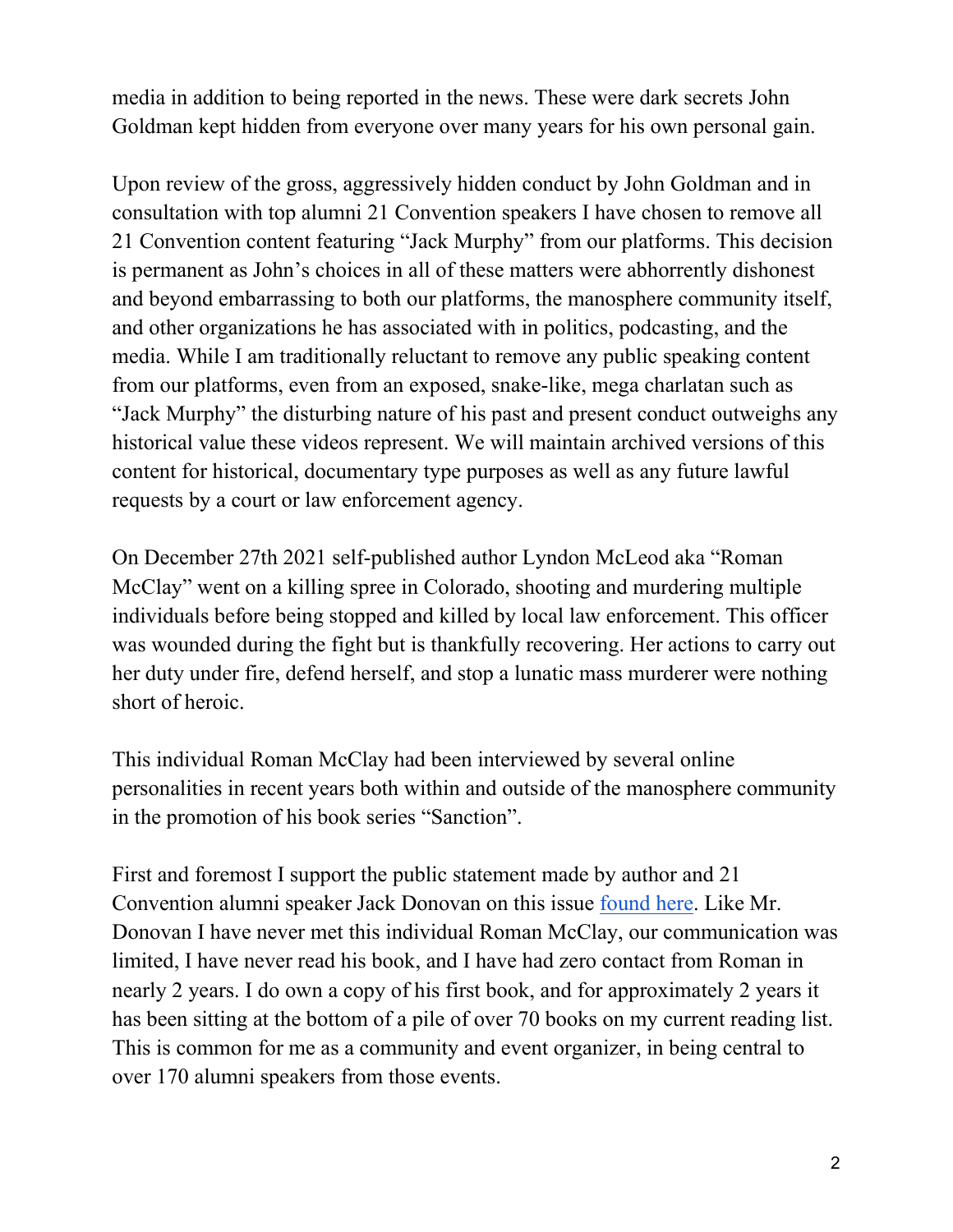media in addition to being reported in the news. These were dark secrets John Goldman kept hidden from everyone over many years for his own personal gain.

Upon review of the gross, aggressively hidden conduct by John Goldman and in consultation with top alumni 21 Convention speakers I have chosen to remove all 21 Convention content featuring "Jack Murphy" from our platforms. This decision is permanent as John's choices in all of these matters were abhorrently dishonest and beyond embarrassing to both our platforms, the manosphere community itself, and other organizations he has associated with in politics, podcasting, and the media. While I am traditionally reluctant to remove any public speaking content from our platforms, even from an exposed, snake-like, mega charlatan such as "Jack Murphy" the disturbing nature of his past and present conduct outweighs any historical value these videos represent. We will maintain archived versions of this content for historical, documentary type purposes as well as any future lawful requests by a court or law enforcement agency.

On December 27th 2021 self-published author Lyndon McLeod aka "Roman McClay" went on a killing spree in Colorado, shooting and murdering multiple individuals before being stopped and killed by local law enforcement. This officer was wounded during the fight but is thankfully recovering. Her actions to carry out her duty under fire, defend herself, and stop a lunatic mass murderer were nothing short of heroic.

This individual Roman McClay had been interviewed by several online personalities in recent years both within and outside of the manosphere community in the promotion of his book series "Sanction".

First and foremost I support the public statement made by author and 21 Convention alumni speaker Jack Donovan on this issue found here. Like Mr. Donovan I have never met this individual Roman McClay, our communication was limited, I have never read his book, and I have had zero contact from Roman in nearly 2 years. I do own a copy of his first book, and for approximately 2 years it has been sitting at the bottom of a pile of over 70 books on my current reading list. This is common for me as a community and event organizer, in being central to over 170 alumni speakers from those events.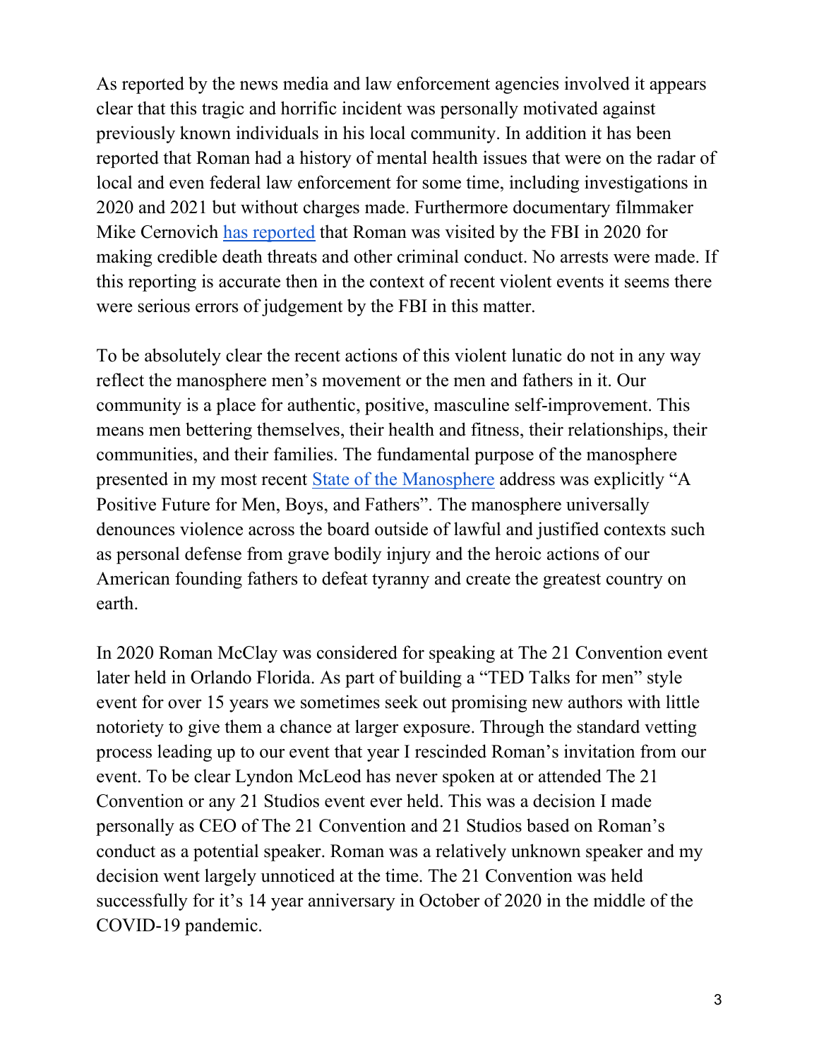As reported by the news media and law enforcement agencies involved it appears clear that this tragic and horrific incident was personally motivated against previously known individuals in his local community. In addition it has been reported that Roman had a history of mental health issues that were on the radar of local and even federal law enforcement for some time, including investigations in 2020 and 2021 but without charges made. Furthermore documentary filmmaker Mike Cernovich has reported that Roman was visited by the FBI in 2020 for making credible death threats and other criminal conduct. No arrests were made. If this reporting is accurate then in the context of recent violent events it seems there were serious errors of judgement by the FBI in this matter.

To be absolutely clear the recent actions of this violent lunatic do not in any way reflect the manosphere men's movement or the men and fathers in it. Our community is a place for authentic, positive, masculine self-improvement. This means men bettering themselves, their health and fitness, their relationships, their communities, and their families. The fundamental purpose of the manosphere presented in my most recent State of the Manosphere address was explicitly "A Positive Future for Men, Boys, and Fathers". The manosphere universally denounces violence across the board outside of lawful and justified contexts such as personal defense from grave bodily injury and the heroic actions of our American founding fathers to defeat tyranny and create the greatest country on earth.

In 2020 Roman McClay was considered for speaking at The 21 Convention event later held in Orlando Florida. As part of building a "TED Talks for men" style event for over 15 years we sometimes seek out promising new authors with little notoriety to give them a chance at larger exposure. Through the standard vetting process leading up to our event that year I rescinded Roman's invitation from our event. To be clear Lyndon McLeod has never spoken at or attended The 21 Convention or any 21 Studios event ever held. This was a decision I made personally as CEO of The 21 Convention and 21 Studios based on Roman's conduct as a potential speaker. Roman was a relatively unknown speaker and my decision went largely unnoticed at the time. The 21 Convention was held successfully for it's 14 year anniversary in October of 2020 in the middle of the COVID-19 pandemic.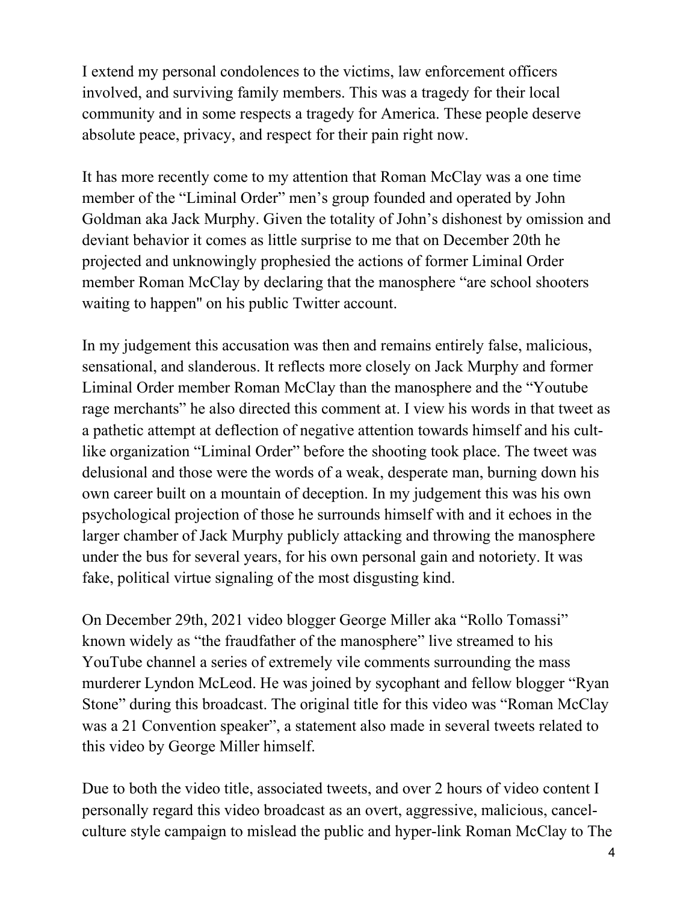I extend my personal condolences to the victims, law enforcement officers involved, and surviving family members. This was a tragedy for their local community and in some respects a tragedy for America. These people deserve absolute peace, privacy, and respect for their pain right now.

It has more recently come to my attention that Roman McClay was a one time member of the "Liminal Order" men's group founded and operated by John Goldman aka Jack Murphy. Given the totality of John's dishonest by omission and deviant behavior it comes as little surprise to me that on December 20th he projected and unknowingly prophesied the actions of former Liminal Order member Roman McClay by declaring that the manosphere "are school shooters waiting to happen" on his public Twitter account.

In my judgement this accusation was then and remains entirely false, malicious, sensational, and slanderous. It reflects more closely on Jack Murphy and former Liminal Order member Roman McClay than the manosphere and the "Youtube rage merchants" he also directed this comment at. I view his words in that tweet as a pathetic attempt at deflection of negative attention towards himself and his cult-like organization "Liminal Order" before the shooting took place. The tweet was delusional and those were the words of a weak, desperate man, burning down his own career built on a mountain of deception. In my judgement this was his own psychological projection of those he surrounds himself with and it echoes in the larger chamber of Jack Murphy publicly attacking and throwing the manosphere under the bus for several years, for his own personal gain and notoriety. It was fake, political virtue signaling of the most disgusting kind.

On December 29th, 2021 video blogger George Miller aka "Rollo Tomassi" known widely as "the fraudfather of the manosphere" live streamed to his YouTube channel a series of extremely vile comments surrounding the mass murderer Lyndon McLeod. He was joined by sycophant and fellow blogger "Ryan Stone" during this broadcast. The original title for this video was "Roman McClay was a 21 Convention speaker", a statement also made in several tweets related to this video by George Miller himself.

Due to both the video title, associated tweets, and over 2 hours of video content I personally regard this video broadcast as an overt, aggressive, malicious, cancel-culture style campaign to mislead the public and hyper-link Roman McClay to The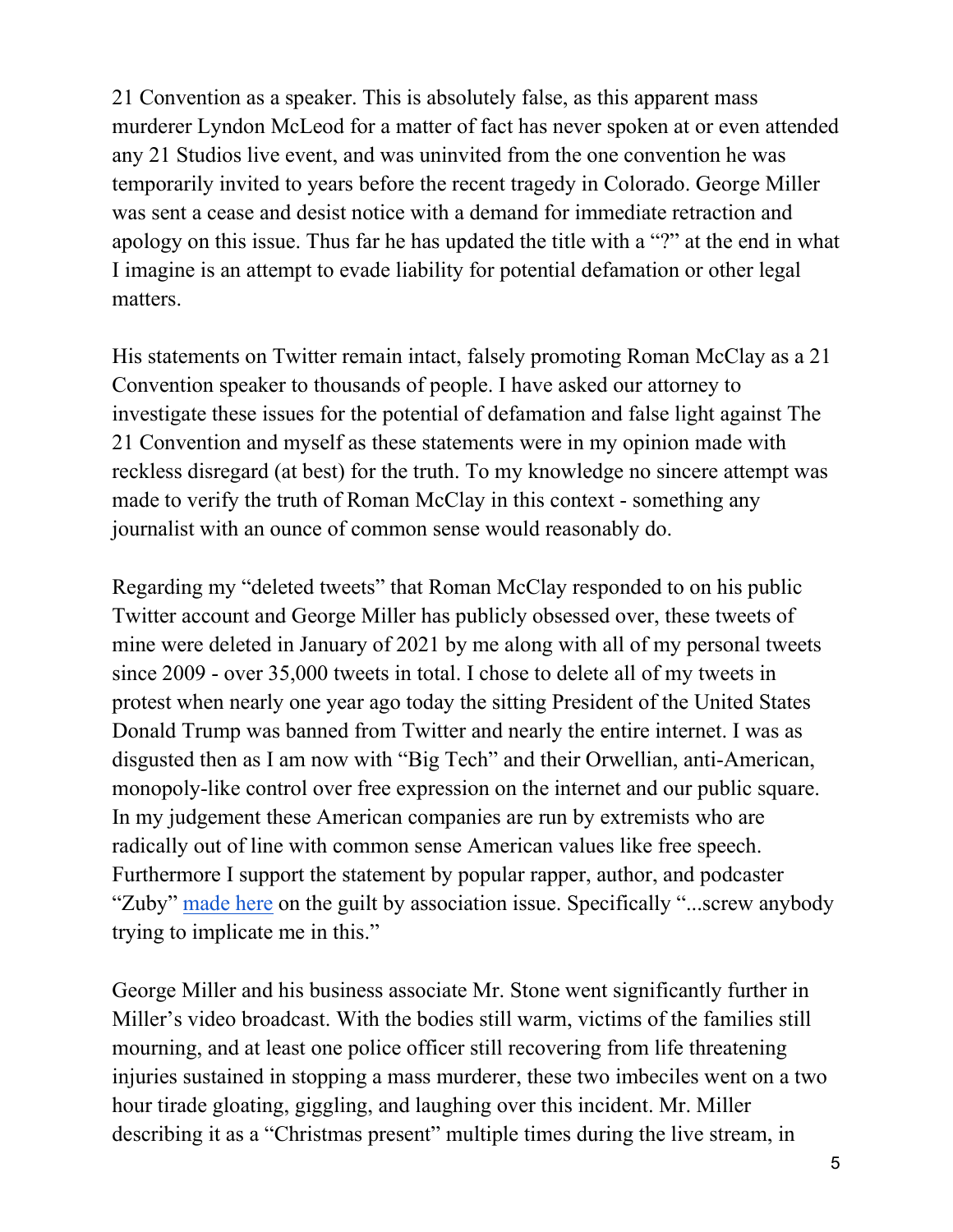21 Convention as a speaker. This is absolutely false, as this apparent mass murderer Lyndon McLeod for a matter of fact has never spoken at or even attended any 21 Studios live event, and was uninvited from the one convention he was temporarily invited to years before the recent tragedy in Colorado. George Miller was sent a cease and desist notice with a demand for immediate retraction and apology on this issue. Thus far he has updated the title with a "?" at the end in what I imagine is an attempt to evade liability for potential defamation or other legal matters.

His statements on Twitter remain intact, falsely promoting Roman McClay as a 21 Convention speaker to thousands of people. I have asked our attorney to investigate these issues for the potential of defamation and false light against The 21 Convention and myself as these statements were in my opinion made with reckless disregard (at best) for the truth. To my knowledge no sincere attempt was made to verify the truth of Roman McClay in this context - something any journalist with an ounce of common sense would reasonably do.

Regarding my "deleted tweets" that Roman McClay responded to on his public Twitter account and George Miller has publicly obsessed over, these tweets of mine were deleted in January of 2021 by me along with all of my personal tweets since 2009 - over 35,000 tweets in total. I chose to delete all of my tweets in protest when nearly one year ago today the sitting President of the United States Donald Trump was banned from Twitter and nearly the entire internet. I was as disgusted then as I am now with "Big Tech" and their Orwellian, anti-American, monopoly-like control over free expression on the internet and our public square. In my judgement these American companies are run by extremists who are radically out of line with common sense American values like free speech. Furthermore I support the statement by popular rapper, author, and podcaster "Zuby" made here on the guilt by association issue. Specifically "...screw anybody trying to implicate me in this."

George Miller and his business associate Mr. Stone went significantly further in Miller's video broadcast. With the bodies still warm, victims of the families still mourning, and at least one police officer still recovering from life threatening injuries sustained in stopping a mass murderer, these two imbeciles went on a two hour tirade gloating, giggling, and laughing over this incident. Mr. Miller describing it as a "Christmas present" multiple times during the live stream, in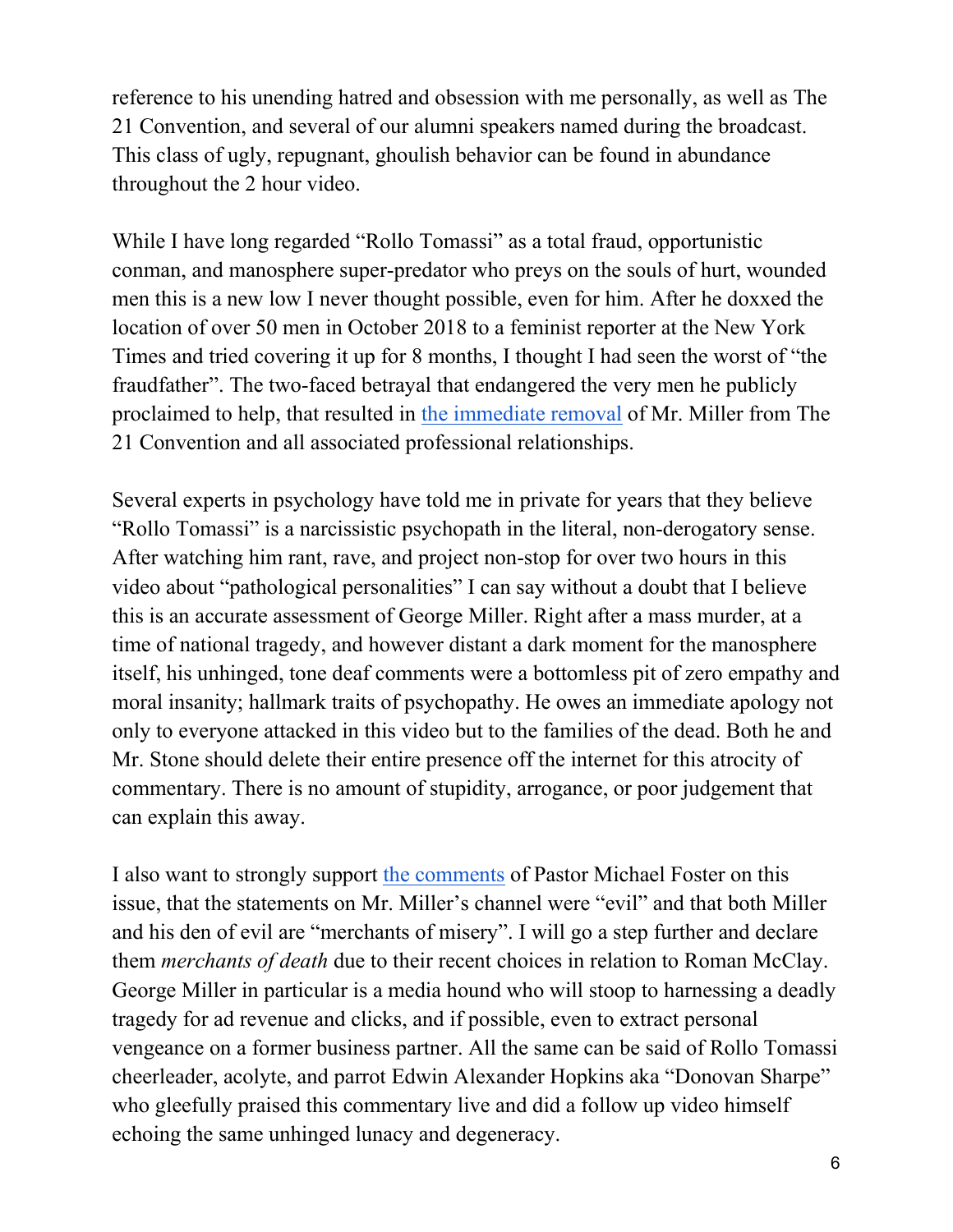reference to his unending hatred and obsession with me personally, as well as The 21 Convention, and several of our alumni speakers named during the broadcast. This class of ugly, repugnant, ghoulish behavior can be found in abundance throughout the 2 hour video.

While I have long regarded "Rollo Tomassi" as a total fraud, opportunistic conman, and manosphere super-predator who preys on the souls of hurt, wounded men this is a new low I never thought possible, even for him. After he doxxed the location of over 50 men in October 2018 to a feminist reporter at the New York Times and tried covering it up for 8 months, I thought I had seen the worst of "the fraudfather". The two-faced betrayal that endangered the very men he publicly proclaimed to help, that resulted in the immediate removal of Mr. Miller from The 21 Convention and all associated professional relationships.

Several experts in psychology have told me in private for years that they believe "Rollo Tomassi" is a narcissistic psychopath in the literal, non-derogatory sense. After watching him rant, rave, and project non-stop for over two hours in this video about "pathological personalities" I can say without a doubt that I believe this is an accurate assessment of George Miller. Right after a mass murder, at a time of national tragedy, and however distant a dark moment for the manosphere itself, his unhinged, tone deaf comments were a bottomless pit of zero empathy and moral insanity; hallmark traits of psychopathy. He owes an immediate apology not only to everyone attacked in this video but to the families of the dead. Both he and Mr. Stone should delete their entire presence off the internet for this atrocity of commentary. There is no amount of stupidity, arrogance, or poor judgement that can explain this away.

I also want to strongly support the comments of Pastor Michael Foster on this issue, that the statements on Mr. Miller's channel were "evil" and that both Miller and his den of evil are "merchants of misery". I will go a step further and declare them *merchants of death* due to their recent choices in relation to Roman McClay. George Miller in particular is a media hound who will stoop to harnessing a deadly tragedy for ad revenue and clicks, and if possible, even to extract personal vengeance on a former business partner. All the same can be said of Rollo Tomassi cheerleader, acolyte, and parrot Edwin Alexander Hopkins aka "Donovan Sharpe" who gleefully praised this commentary live and did a follow up video himself echoing the same unhinged lunacy and degeneracy.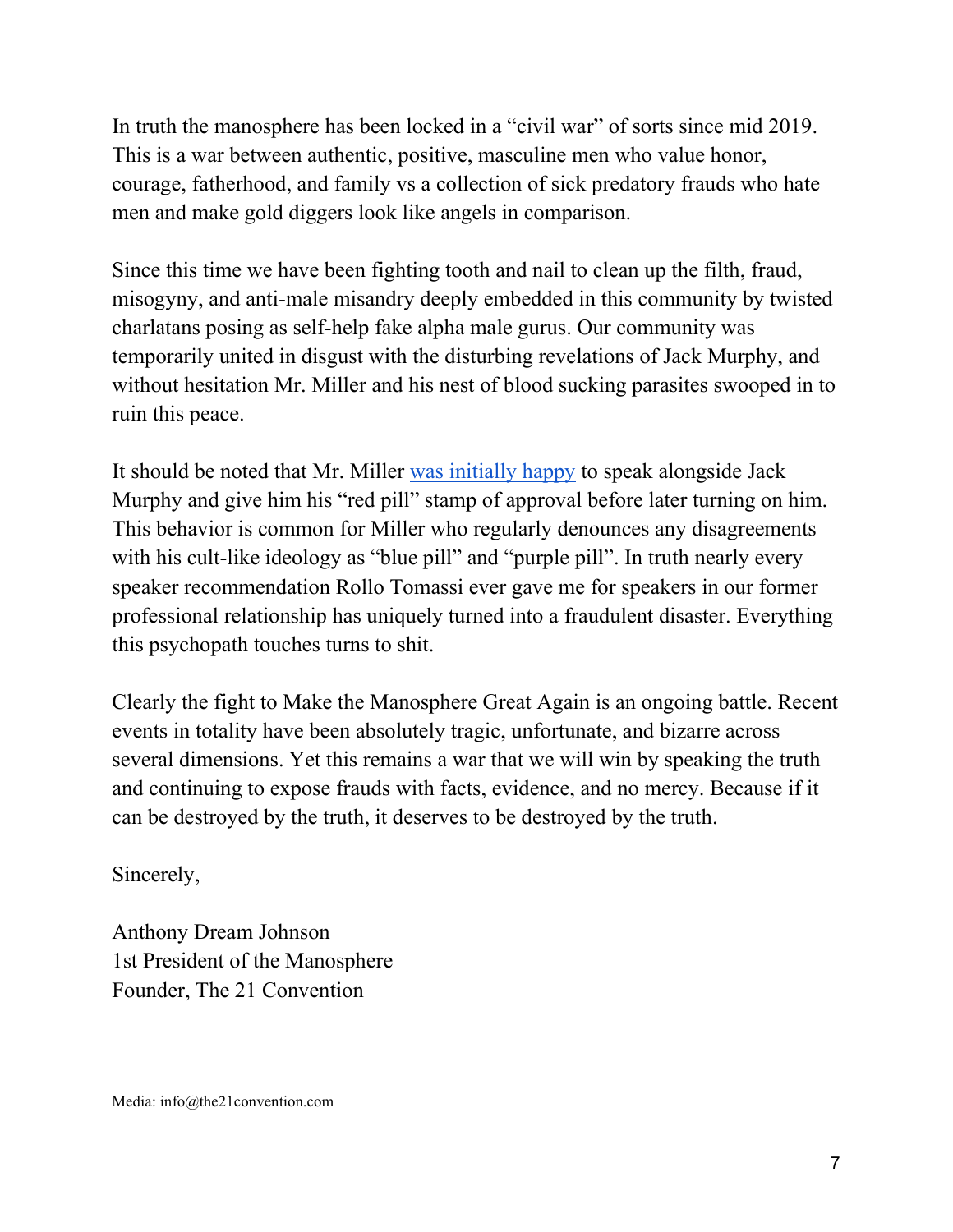In truth the manosphere has been locked in a "civil war" of sorts since mid 2019. This is a war between authentic, positive, masculine men who value honor, courage, fatherhood, and family vs a collection of sick predatory frauds who hate men and make gold diggers look like angels in comparison.

Since this time we have been fighting tooth and nail to clean up the filth, fraud, misogyny, and anti-male misandry deeply embedded in this community by twisted charlatans posing as self-help fake alpha male gurus. Our community was temporarily united in disgust with the disturbing revelations of Jack Murphy, and without hesitation Mr. Miller and his nest of blood sucking parasites swooped in to ruin this peace.

It should be noted that Mr. Miller was initially happy to speak alongside Jack Murphy and give him his "red pill" stamp of approval before later turning on him. This behavior is common for Miller who regularly denounces any disagreements with his cult-like ideology as "blue pill" and "purple pill". In truth nearly every speaker recommendation Rollo Tomassi ever gave me for speakers in our former professional relationship has uniquely turned into a fraudulent disaster. Everything this psychopath touches turns to shit.

Clearly the fight to Make the Manosphere Great Again is an ongoing battle. Recent events in totality have been absolutely tragic, unfortunate, and bizarre across several dimensions. Yet this remains a war that we will win by speaking the truth and continuing to expose frauds with facts, evidence, and no mercy. Because if it can be destroyed by the truth, it deserves to be destroyed by the truth.

Sincerely,

Anthony Dream Johnson
1st President of the Manosphere
Founder, The 21 Convention

Media: info@the21convention.com